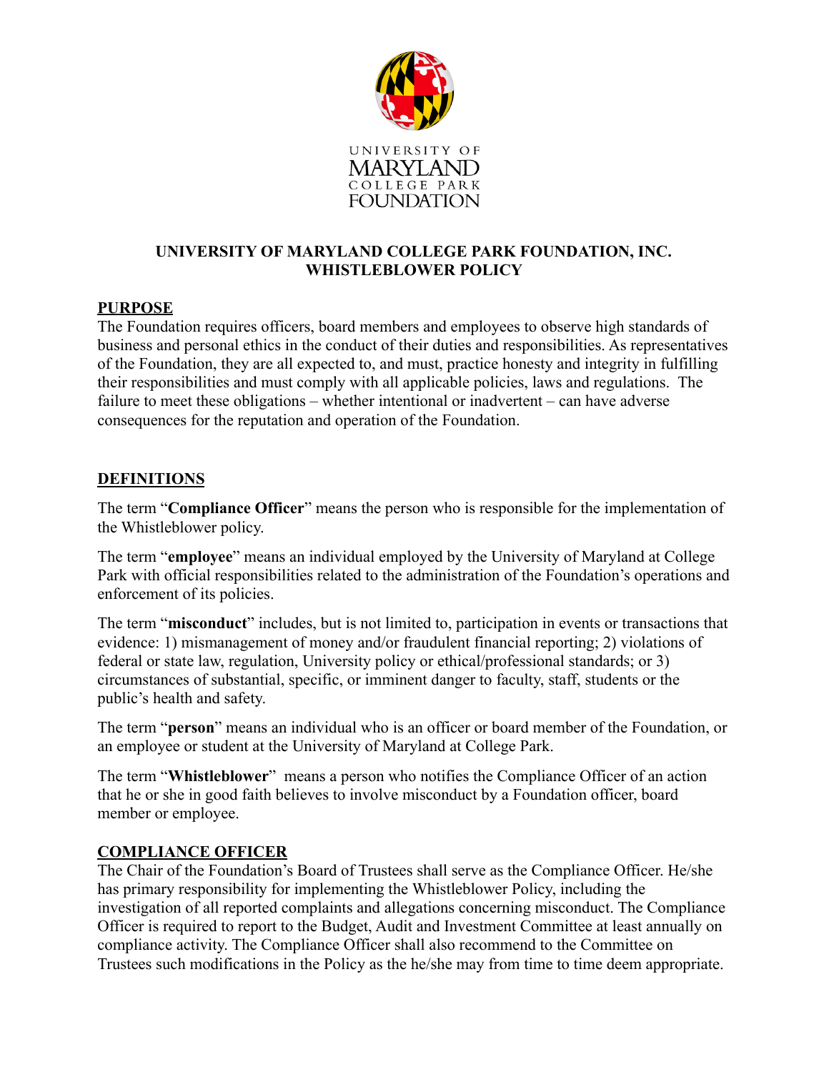UNIVERSITY OF
MARYLAND
COLLEGE PARK
FOUNDATION

# UNIVERSITY OF MARYLAND COLLEGE PARK FOUNDATION, INC.
# WHISTLEBLOWER POLICY

## PURPOSE

The Foundation requires officers, board members and employees to observe high standards of business and personal ethics in the conduct of their duties and responsibilities. As representatives of the Foundation, they are all expected to, and must, practice honesty and integrity in fulfilling their responsibilities and must comply with all applicable policies, laws and regulations. The failure to meet these obligations – whether intentional or inadvertent – can have adverse consequences for the reputation and operation of the Foundation.

## DEFINITIONS

The term "**Compliance Officer**" means the person who is responsible for the implementation of the Whistleblower policy.

The term "**employee**" means an individual employed by the University of Maryland at College Park with official responsibilities related to the administration of the Foundation's operations and enforcement of its policies.

The term "**misconduct**" includes, but is not limited to, participation in events or transactions that evidence: 1) mismanagement of money and/or fraudulent financial reporting; 2) violations of federal or state law, regulation, University policy or ethical/professional standards; or 3) circumstances of substantial, specific, or imminent danger to faculty, staff, students or the public's health and safety.

The term "**person**" means an individual who is an officer or board member of the Foundation, or an employee or student at the University of Maryland at College Park.

The term "**Whistleblower**" means a person who notifies the Compliance Officer of an action that he or she in good faith believes to involve misconduct by a Foundation officer, board member or employee.

## COMPLIANCE OFFICER

The Chair of the Foundation's Board of Trustees shall serve as the Compliance Officer. He/she has primary responsibility for implementing the Whistleblower Policy, including the investigation of all reported complaints and allegations concerning misconduct. The Compliance Officer is required to report to the Budget, Audit and Investment Committee at least annually on compliance activity. The Compliance Officer shall also recommend to the Committee on Trustees such modifications in the Policy as the he/she may from time to time deem appropriate.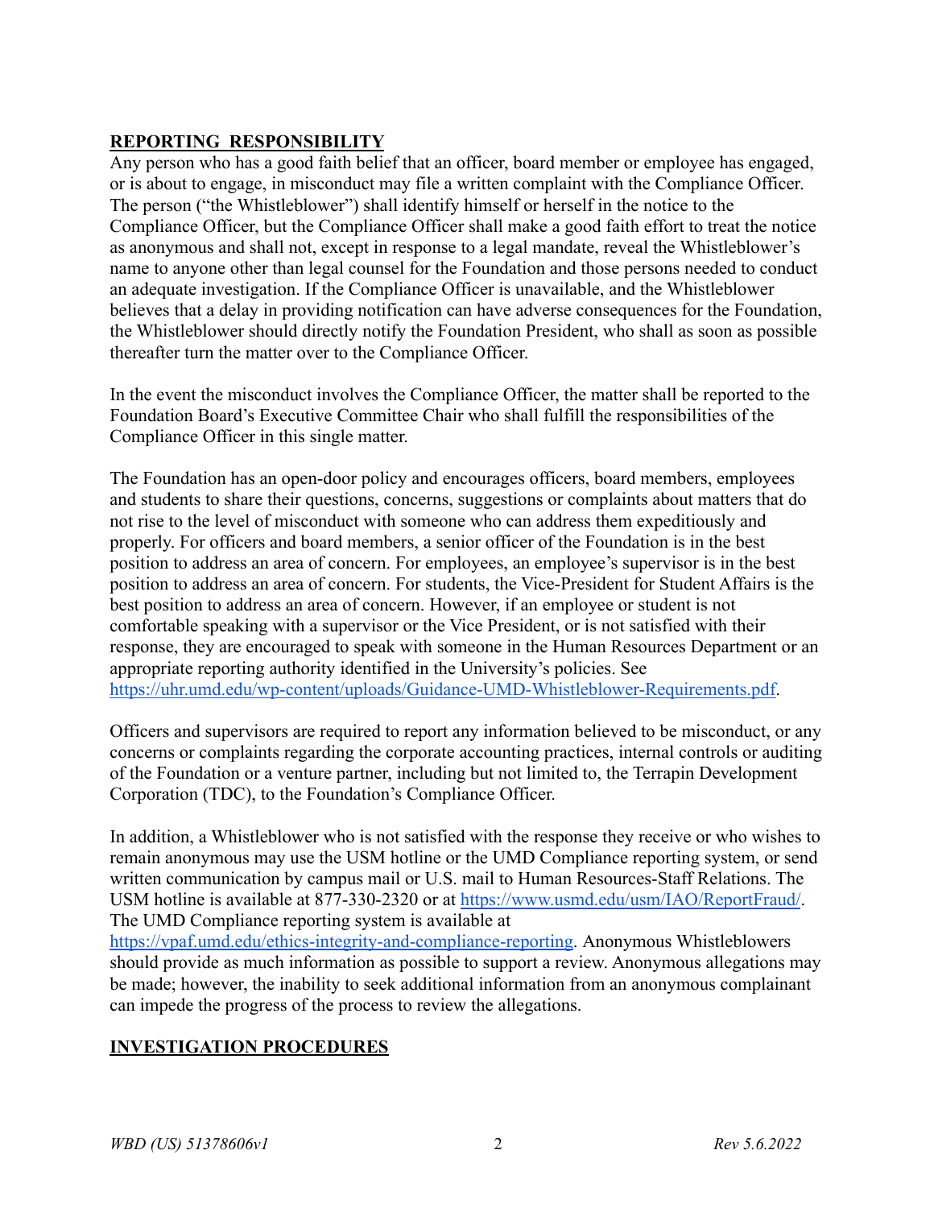## REPORTING RESPONSIBILITY

Any person who has a good faith belief that an officer, board member or employee has engaged, or is about to engage, in misconduct may file a written complaint with the Compliance Officer. The person ("the Whistleblower") shall identify himself or herself in the notice to the Compliance Officer, but the Compliance Officer shall make a good faith effort to treat the notice as anonymous and shall not, except in response to a legal mandate, reveal the Whistleblower's name to anyone other than legal counsel for the Foundation and those persons needed to conduct an adequate investigation. If the Compliance Officer is unavailable, and the Whistleblower believes that a delay in providing notification can have adverse consequences for the Foundation, the Whistleblower should directly notify the Foundation President, who shall as soon as possible thereafter turn the matter over to the Compliance Officer.

In the event the misconduct involves the Compliance Officer, the matter shall be reported to the Foundation Board's Executive Committee Chair who shall fulfill the responsibilities of the Compliance Officer in this single matter.

The Foundation has an open-door policy and encourages officers, board members, employees and students to share their questions, concerns, suggestions or complaints about matters that do not rise to the level of misconduct with someone who can address them expeditiously and properly. For officers and board members, a senior officer of the Foundation is in the best position to address an area of concern. For employees, an employee's supervisor is in the best position to address an area of concern. For students, the Vice-President for Student Affairs is the best position to address an area of concern. However, if an employee or student is not comfortable speaking with a supervisor or the Vice President, or is not satisfied with their response, they are encouraged to speak with someone in the Human Resources Department or an appropriate reporting authority identified in the University's policies. See https://uhr.umd.edu/wp-content/uploads/Guidance-UMD-Whistleblower-Requirements.pdf.

Officers and supervisors are required to report any information believed to be misconduct, or any concerns or complaints regarding the corporate accounting practices, internal controls or auditing of the Foundation or a venture partner, including but not limited to, the Terrapin Development Corporation (TDC), to the Foundation's Compliance Officer.

In addition, a Whistleblower who is not satisfied with the response they receive or who wishes to remain anonymous may use the USM hotline or the UMD Compliance reporting system, or send written communication by campus mail or U.S. mail to Human Resources-Staff Relations. The USM hotline is available at 877-330-2320 or at https://www.usmd.edu/usm/IAO/ReportFraud/. The UMD Compliance reporting system is available at https://vpaf.umd.edu/ethics-integrity-and-compliance-reporting. Anonymous Whistleblowers should provide as much information as possible to support a review. Anonymous allegations may be made; however, the inability to seek additional information from an anonymous complainant can impede the progress of the process to review the allegations.

## INVESTIGATION PROCEDURES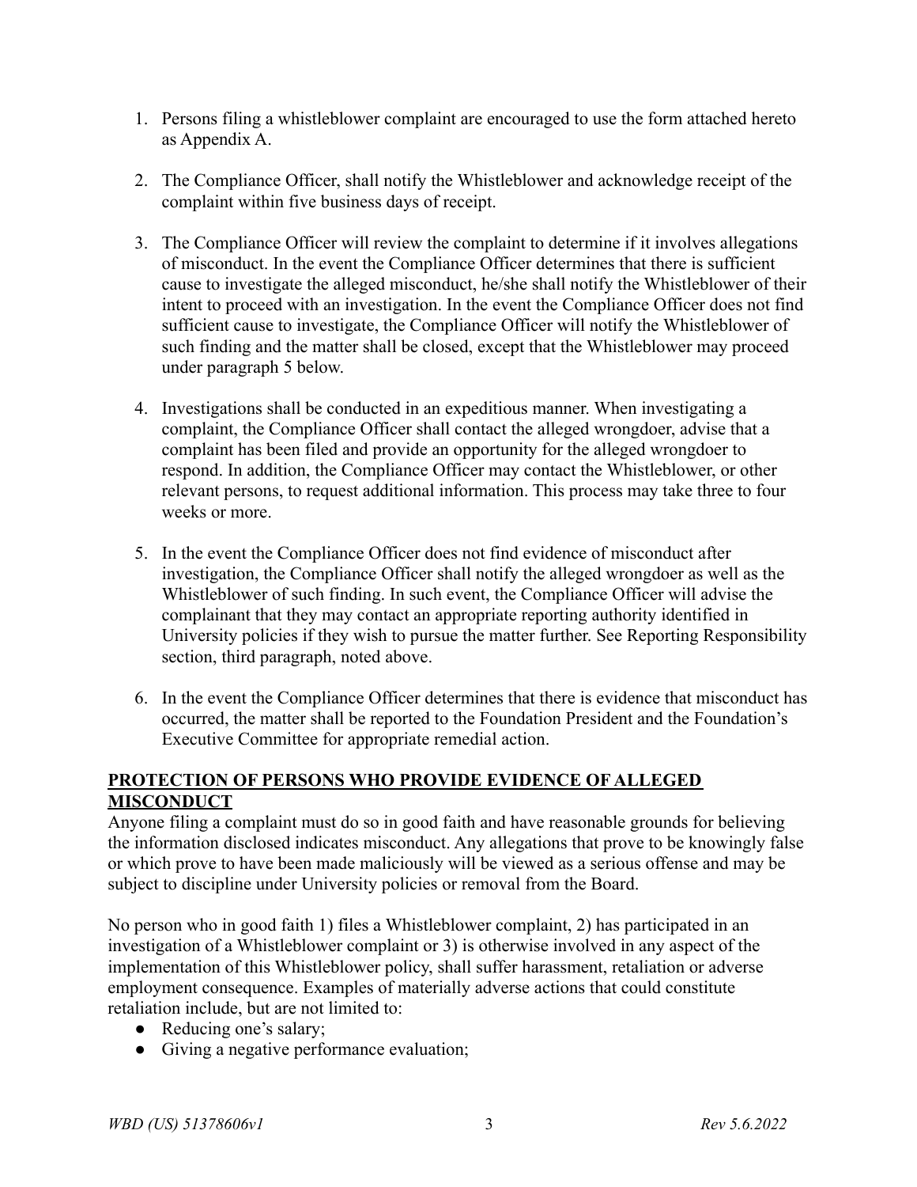1. Persons filing a whistleblower complaint are encouraged to use the form attached hereto as Appendix A.

2. The Compliance Officer, shall notify the Whistleblower and acknowledge receipt of the complaint within five business days of receipt.

3. The Compliance Officer will review the complaint to determine if it involves allegations of misconduct. In the event the Compliance Officer determines that there is sufficient cause to investigate the alleged misconduct, he/she shall notify the Whistleblower of their intent to proceed with an investigation. In the event the Compliance Officer does not find sufficient cause to investigate, the Compliance Officer will notify the Whistleblower of such finding and the matter shall be closed, except that the Whistleblower may proceed under paragraph 5 below.

4. Investigations shall be conducted in an expeditious manner. When investigating a complaint, the Compliance Officer shall contact the alleged wrongdoer, advise that a complaint has been filed and provide an opportunity for the alleged wrongdoer to respond. In addition, the Compliance Officer may contact the Whistleblower, or other relevant persons, to request additional information. This process may take three to four weeks or more.

5. In the event the Compliance Officer does not find evidence of misconduct after investigation, the Compliance Officer shall notify the alleged wrongdoer as well as the Whistleblower of such finding. In such event, the Compliance Officer will advise the complainant that they may contact an appropriate reporting authority identified in University policies if they wish to pursue the matter further. See Reporting Responsibility section, third paragraph, noted above.

6. In the event the Compliance Officer determines that there is evidence that misconduct has occurred, the matter shall be reported to the Foundation President and the Foundation's Executive Committee for appropriate remedial action.

## PROTECTION OF PERSONS WHO PROVIDE EVIDENCE OF ALLEGED MISCONDUCT

Anyone filing a complaint must do so in good faith and have reasonable grounds for believing the information disclosed indicates misconduct. Any allegations that prove to be knowingly false or which prove to have been made maliciously will be viewed as a serious offense and may be subject to discipline under University policies or removal from the Board.

No person who in good faith 1) files a Whistleblower complaint, 2) has participated in an investigation of a Whistleblower complaint or 3) is otherwise involved in any aspect of the implementation of this Whistleblower policy, shall suffer harassment, retaliation or adverse employment consequence. Examples of materially adverse actions that could constitute retaliation include, but are not limited to:

- Reducing one's salary;
- Giving a negative performance evaluation;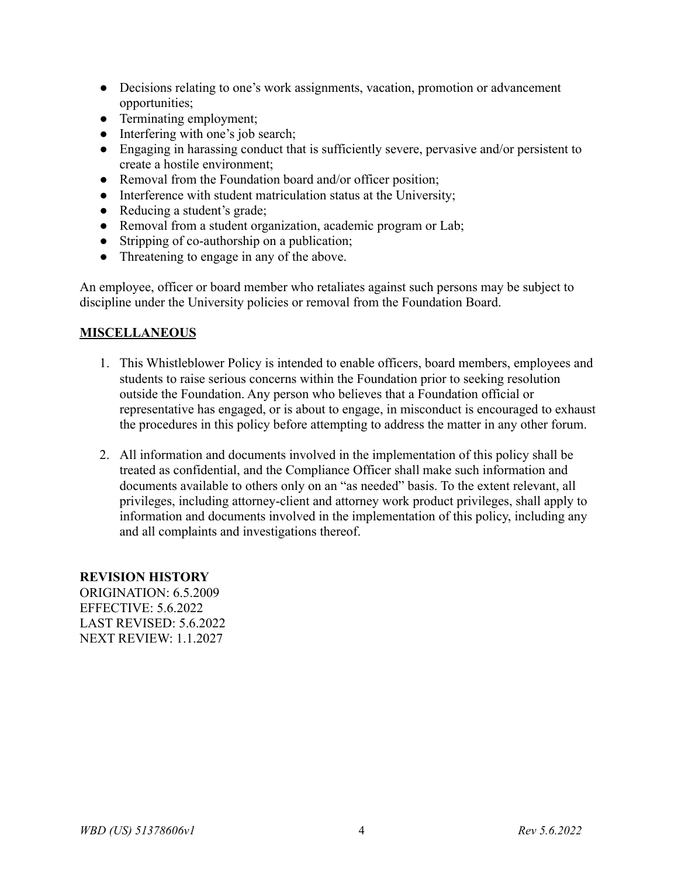- Decisions relating to one's work assignments, vacation, promotion or advancement opportunities;
- Terminating employment;
- Interfering with one's job search;
- Engaging in harassing conduct that is sufficiently severe, pervasive and/or persistent to create a hostile environment;
- Removal from the Foundation board and/or officer position;
- Interference with student matriculation status at the University;
- Reducing a student's grade;
- Removal from a student organization, academic program or Lab;
- Stripping of co-authorship on a publication;
- Threatening to engage in any of the above.

An employee, officer or board member who retaliates against such persons may be subject to discipline under the University policies or removal from the Foundation Board.

## MISCELLANEOUS

1. This Whistleblower Policy is intended to enable officers, board members, employees and students to raise serious concerns within the Foundation prior to seeking resolution outside the Foundation. Any person who believes that a Foundation official or representative has engaged, or is about to engage, in misconduct is encouraged to exhaust the procedures in this policy before attempting to address the matter in any other forum.

2. All information and documents involved in the implementation of this policy shall be treated as confidential, and the Compliance Officer shall make such information and documents available to others only on an "as needed" basis. To the extent relevant, all privileges, including attorney-client and attorney work product privileges, shall apply to information and documents involved in the implementation of this policy, including any and all complaints and investigations thereof.

**REVISION HISTORY**
ORIGINATION: 6.5.2009
EFFECTIVE: 5.6.2022
LAST REVISED: 5.6.2022
NEXT REVIEW: 1.1.2027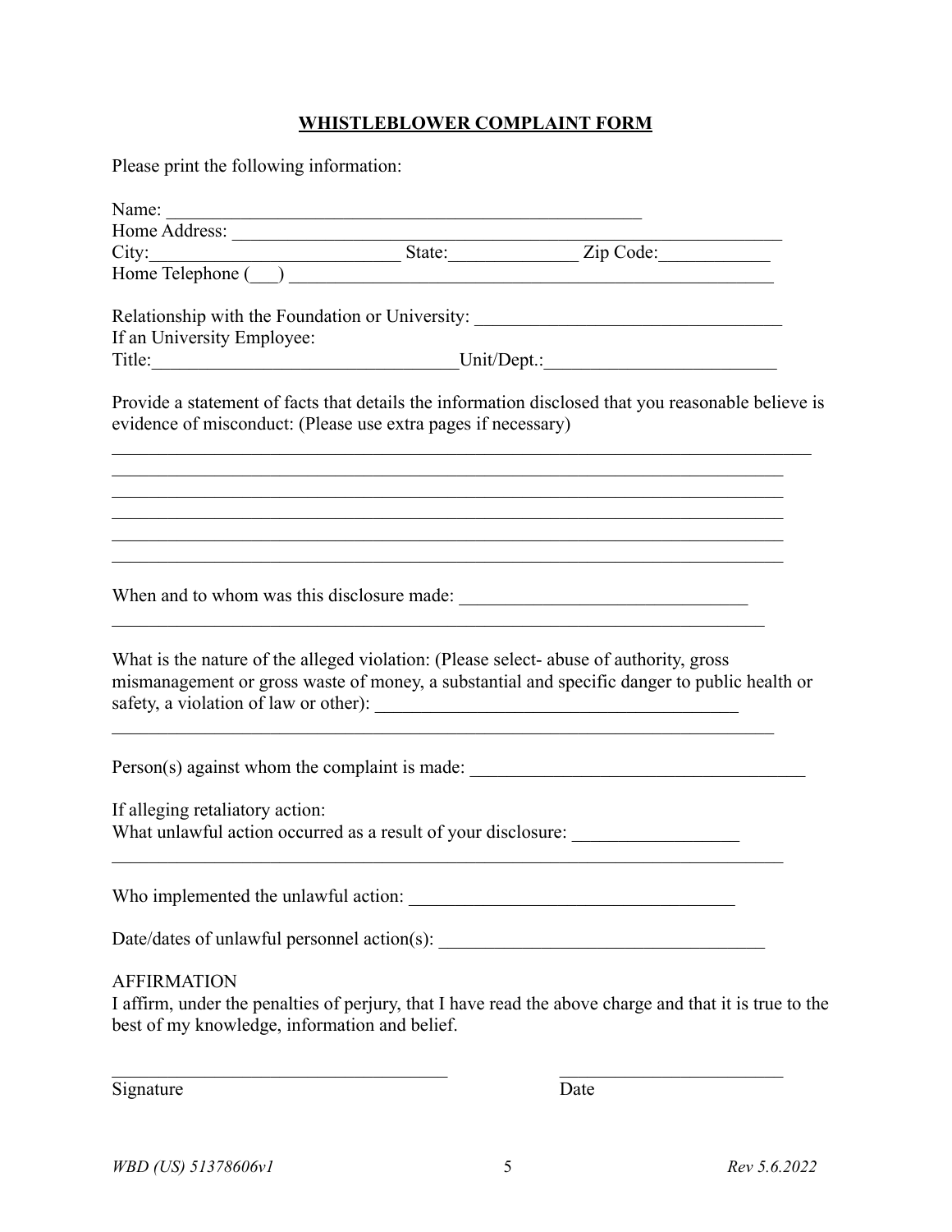## WHISTLEBLOWER COMPLAINT FORM

Please print the following information:

Name: ____________________________________________________

Home Address: ________________________________________________________

City:___________________________ State:______________ Zip Code:____________

Home Telephone (___) _____________________________________________________

Relationship with the Foundation or University: __________________________________

If an University Employee:

Title:__________________________________Unit/Dept.:_________________________

Provide a statement of facts that details the information disclosed that you reasonable believe is evidence of misconduct: (Please use extra pages if necessary)

_____________________________________________________________________________

_____________________________________________________________________________

_____________________________________________________________________________

_____________________________________________________________________________

_____________________________________________________________________________

_____________________________________________________________________________

When and to whom was this disclosure made: ________________________________

_____________________________________________________________________________

What is the nature of the alleged violation: (Please select- abuse of authority, gross mismanagement or gross waste of money, a substantial and specific danger to public health or safety, a violation of law or other): _________________________________________

_____________________________________________________________________________

Person(s) against whom the complaint is made: _____________________________________

If alleging retaliatory action:

What unlawful action occurred as a result of your disclosure: __________________

_____________________________________________________________________________

Who implemented the unlawful action: ___________________________________

Date/dates of unlawful personnel action(s): ___________________________________

AFFIRMATION

I affirm, under the penalties of perjury, that I have read the above charge and that it is true to the best of my knowledge, information and belief.

_____________________________________ ________________________

Signature Date

*WBD (US) 51378606v1* *Rev 5.6.2022*